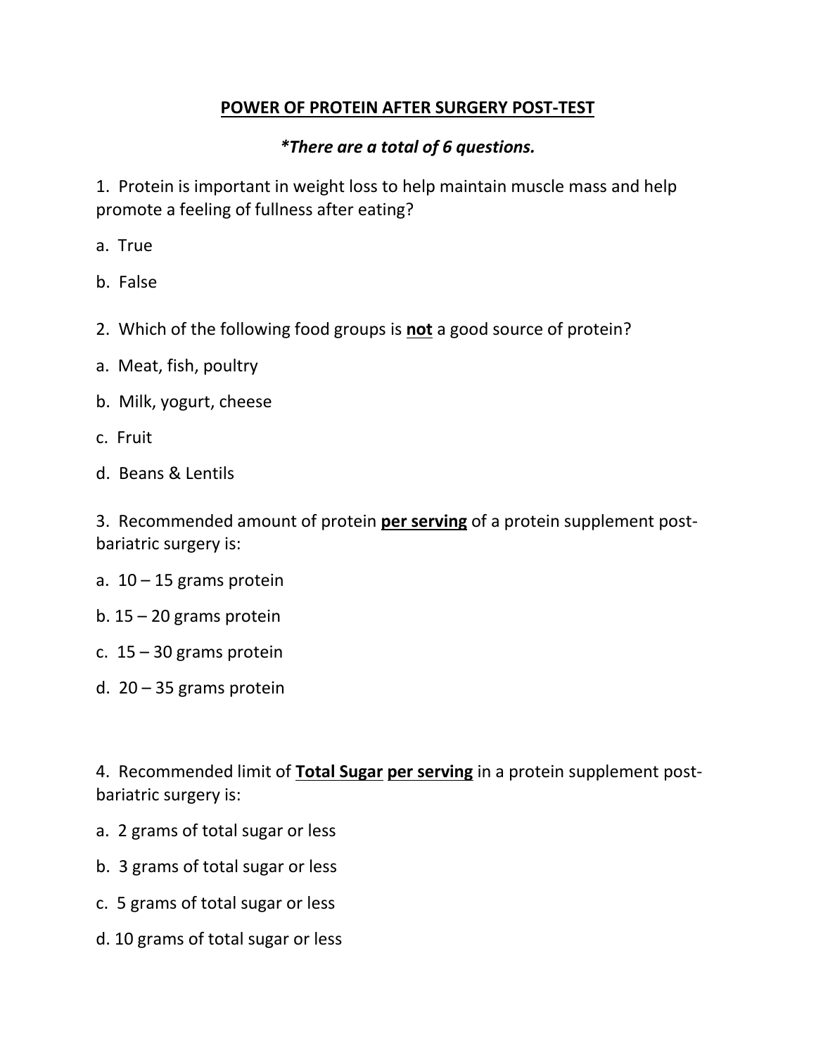# <u>POWER OF PROTEIN AFTER SURGERY POST-TEST</u>

***There are a total of 6 questions.**

1. Protein is important in weight loss to help maintain muscle mass and help promote a feeling of fullness after eating?

a. True

b. False

2. Which of the following food groups is **<u>not</u>** a good source of protein?

a. Meat, fish, poultry

b. Milk, yogurt, cheese

c. Fruit

d. Beans & Lentils

3. Recommended amount of protein **<u>per serving</u>** of a protein supplement post-bariatric surgery is:

a. 10 – 15 grams protein

b. 15 – 20 grams protein

c. 15 – 30 grams protein

d. 20 – 35 grams protein

4. Recommended limit of **<u>Total Sugar</u>** **<u>per serving</u>** in a protein supplement post-bariatric surgery is:

a. 2 grams of total sugar or less

b. 3 grams of total sugar or less

c. 5 grams of total sugar or less

d. 10 grams of total sugar or less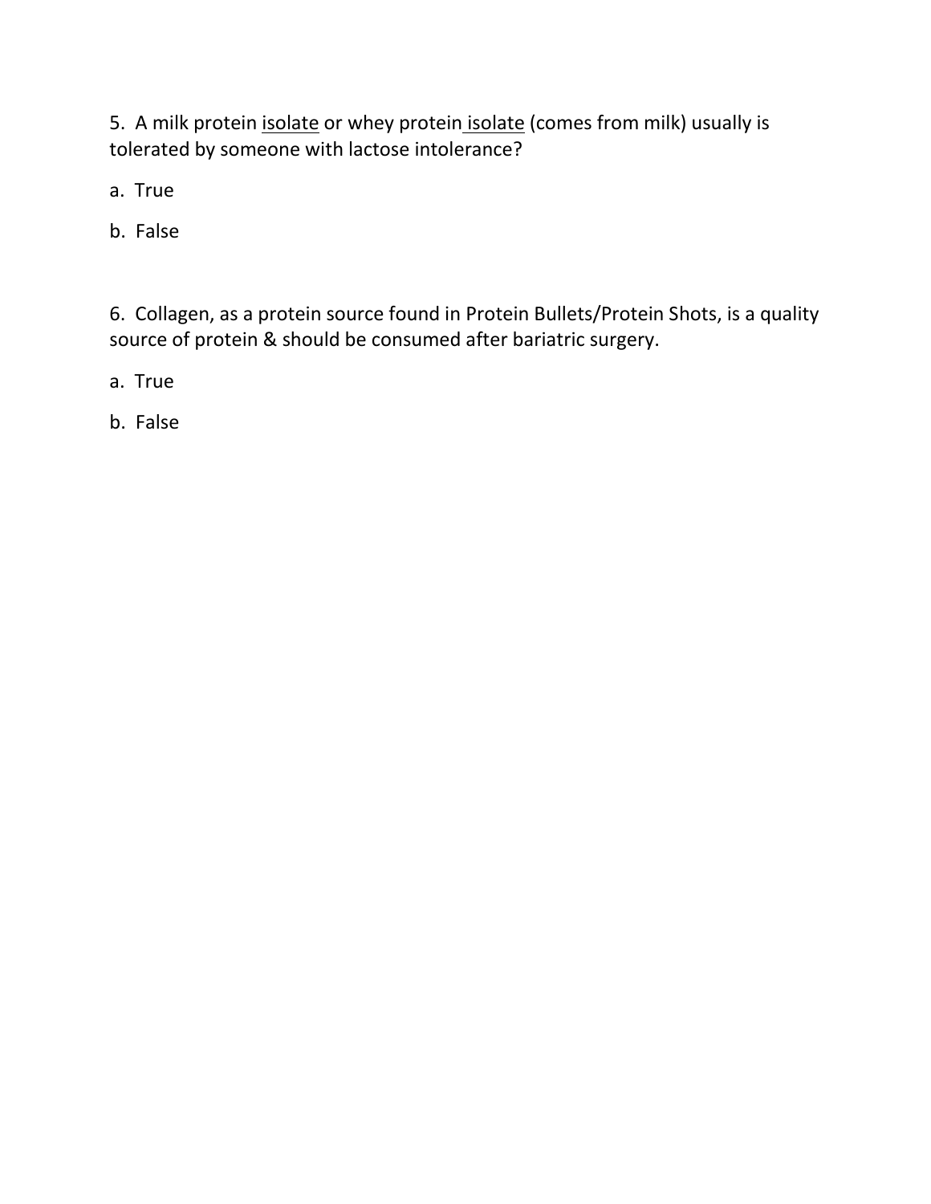5. A milk protein <u>isolate</u> or whey protein <u>isolate</u> (comes from milk) usually is tolerated by someone with lactose intolerance?

a. True

b. False

6. Collagen, as a protein source found in Protein Bullets/Protein Shots, is a quality source of protein & should be consumed after bariatric surgery.

a. True

b. False